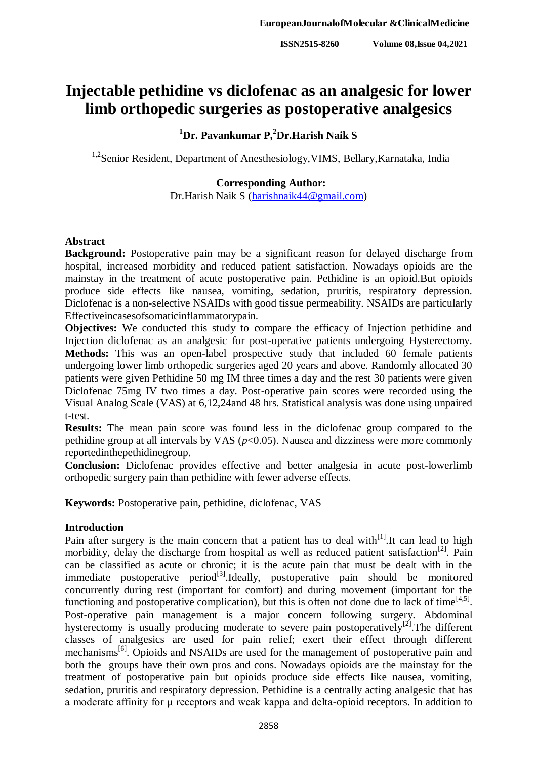# Injectable pethidine vs diclofenac as an analgesic for lower limb orthopedic surgeries as postoperative analgesics

**[1]Dr. Pavankumar P,[2]Dr.Harish Naik S**

[1,2]Senior Resident, Department of Anesthesiology,VIMS, Bellary,Karnataka, India

**Corresponding Author:**
Dr.Harish Naik S (harishnaik44@gmail.com)

## Abstract

**Background:** Postoperative pain may be a significant reason for delayed discharge from hospital, increased morbidity and reduced patient satisfaction. Nowadays opioids are the mainstay in the treatment of acute postoperative pain. Pethidine is an opioid.But opioids produce side effects like nausea, vomiting, sedation, pruritis, respiratory depression. Diclofenac is a non-selective NSAIDs with good tissue permeability. NSAIDs are particularly Effectiveincasesofsomaticinflammatorypain.

**Objectives:** We conducted this study to compare the efficacy of Injection pethidine and Injection diclofenac as an analgesic for post-operative patients undergoing Hysterectomy.

**Methods:** This was an open-label prospective study that included 60 female patients undergoing lower limb orthopedic surgeries aged 20 years and above. Randomly allocated 30 patients were given Pethidine 50 mg IM three times a day and the rest 30 patients were given Diclofenac 75mg IV two times a day. Post-operative pain scores were recorded using the Visual Analog Scale (VAS) at 6,12,24and 48 hrs. Statistical analysis was done using unpaired t-test.

**Results:** The mean pain score was found less in the diclofenac group compared to the pethidine group at all intervals by VAS ($p<0.05$). Nausea and dizziness were more commonly reportedinthepethidinegroup.

**Conclusion:** Diclofenac provides effective and better analgesia in acute post-lowerlimb orthopedic surgery pain than pethidine with fewer adverse effects.

**Keywords:** Postoperative pain, pethidine, diclofenac, VAS

## Introduction

Pain after surgery is the main concern that a patient has to deal with[1].It can lead to high morbidity, delay the discharge from hospital as well as reduced patient satisfaction[2]. Pain can be classified as acute or chronic; it is the acute pain that must be dealt with in the immediate postoperative period[3].Ideally, postoperative pain should be monitored concurrently during rest (important for comfort) and during movement (important for the functioning and postoperative complication), but this is often not done due to lack of time[4,5]. Post-operative pain management is a major concern following surgery. Abdominal hysterectomy is usually producing moderate to severe pain postoperatively[2].The different classes of analgesics are used for pain relief; exert their effect through different mechanisms[6]. Opioids and NSAIDs are used for the management of postoperative pain and both the groups have their own pros and cons. Nowadays opioids are the mainstay for the treatment of postoperative pain but opioids produce side effects like nausea, vomiting, sedation, pruritis and respiratory depression. Pethidine is a centrally acting analgesic that has a moderate affinity for μ receptors and weak kappa and delta-opioid receptors. In addition to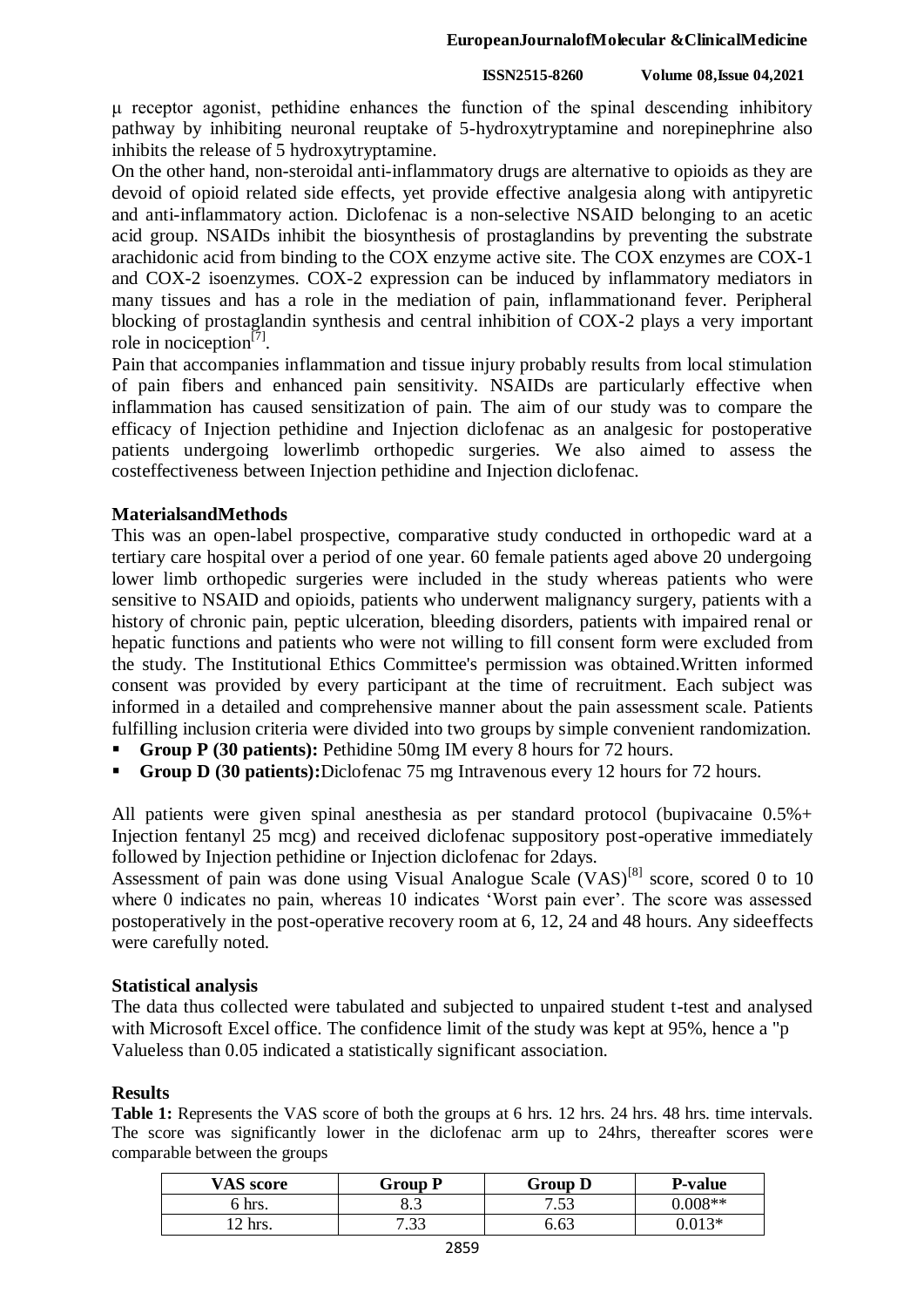μ receptor agonist, pethidine enhances the function of the spinal descending inhibitory pathway by inhibiting neuronal reuptake of 5-hydroxytryptamine and norepinephrine also inhibits the release of 5 hydroxytryptamine.

On the other hand, non-steroidal anti-inflammatory drugs are alternative to opioids as they are devoid of opioid related side effects, yet provide effective analgesia along with antipyretic and anti-inflammatory action. Diclofenac is a non-selective NSAID belonging to an acetic acid group. NSAIDs inhibit the biosynthesis of prostaglandins by preventing the substrate arachidonic acid from binding to the COX enzyme active site. The COX enzymes are COX-1 and COX-2 isoenzymes. COX-2 expression can be induced by inflammatory mediators in many tissues and has a role in the mediation of pain, inflammationand fever. Peripheral blocking of prostaglandin synthesis and central inhibition of COX-2 plays a very important role in nociception[7].

Pain that accompanies inflammation and tissue injury probably results from local stimulation of pain fibers and enhanced pain sensitivity. NSAIDs are particularly effective when inflammation has caused sensitization of pain. The aim of our study was to compare the efficacy of Injection pethidine and Injection diclofenac as an analgesic for postoperative patients undergoing lowerlimb orthopedic surgeries. We also aimed to assess the costeffectiveness between Injection pethidine and Injection diclofenac.

## MaterialsandMethods

This was an open-label prospective, comparative study conducted in orthopedic ward at a tertiary care hospital over a period of one year. 60 female patients aged above 20 undergoing lower limb orthopedic surgeries were included in the study whereas patients who were sensitive to NSAID and opioids, patients who underwent malignancy surgery, patients with a history of chronic pain, peptic ulceration, bleeding disorders, patients with impaired renal or hepatic functions and patients who were not willing to fill consent form were excluded from the study. The Institutional Ethics Committee's permission was obtained.Written informed consent was provided by every participant at the time of recruitment. Each subject was informed in a detailed and comprehensive manner about the pain assessment scale. Patients fulfilling inclusion criteria were divided into two groups by simple convenient randomization.

- **Group P (30 patients):** Pethidine 50mg IM every 8 hours for 72 hours.
- **Group D (30 patients):**Diclofenac 75 mg Intravenous every 12 hours for 72 hours.

All patients were given spinal anesthesia as per standard protocol (bupivacaine 0.5%+ Injection fentanyl 25 mcg) and received diclofenac suppository post-operative immediately followed by Injection pethidine or Injection diclofenac for 2days.

Assessment of pain was done using Visual Analogue Scale (VAS)[8] score, scored 0 to 10 where 0 indicates no pain, whereas 10 indicates 'Worst pain ever'. The score was assessed postoperatively in the post-operative recovery room at 6, 12, 24 and 48 hours. Any sideeffects were carefully noted.

## Statistical analysis

The data thus collected were tabulated and subjected to unpaired student t-test and analysed with Microsoft Excel office. The confidence limit of the study was kept at 95%, hence a "p Valueless than 0.05 indicated a statistically significant association.

## Results

**Table 1:** Represents the VAS score of both the groups at 6 hrs. 12 hrs. 24 hrs. 48 hrs. time intervals. The score was significantly lower in the diclofenac arm up to 24hrs, thereafter scores were comparable between the groups

| VAS score | Group P | Group D | P-value |
|---|---|---|---|
| 6 hrs. | 8.3 | 7.53 | 0.008** |
| 12 hrs. | 7.33 | 6.63 | 0.013* |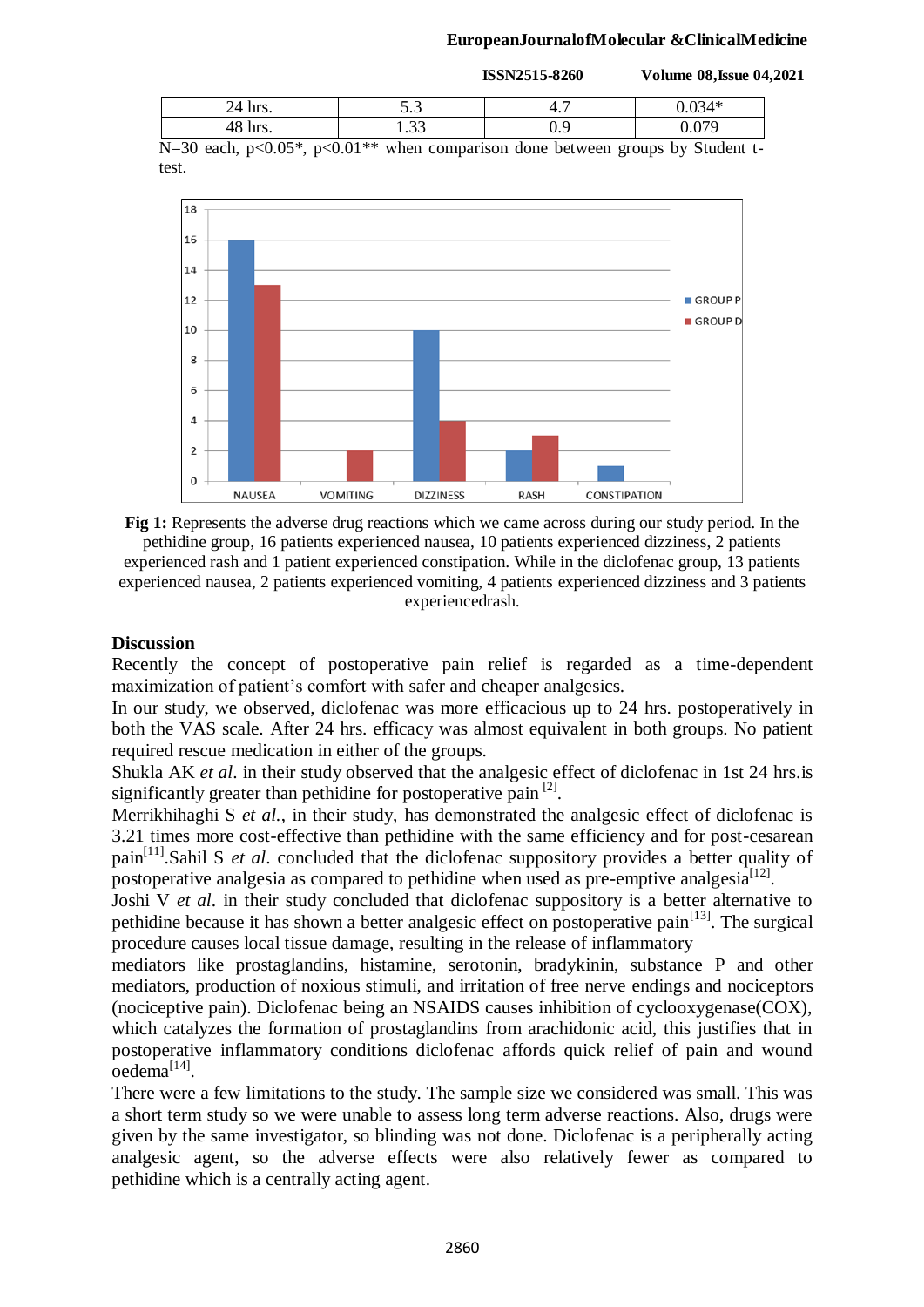| 24 hrs. | 5.3 | 4.7 | 0.034* |
|---|---|---|---|
| 48 hrs. | 1.33 | 0.9 | 0.079 |

N=30 each, p<0.05*, p<0.01** when comparison done between groups by Student t-test.

**Fig 1:** Represents the adverse drug reactions which we came across during our study period. In the pethidine group, 16 patients experienced nausea, 10 patients experienced dizziness, 2 patients experienced rash and 1 patient experienced constipation. While in the diclofenac group, 13 patients experienced nausea, 2 patients experienced vomiting, 4 patients experienced dizziness and 3 patients experiencedrash.

## Discussion

Recently the concept of postoperative pain relief is regarded as a time-dependent maximization of patient's comfort with safer and cheaper analgesics.

In our study, we observed, diclofenac was more efficacious up to 24 hrs. postoperatively in both the VAS scale. After 24 hrs. efficacy was almost equivalent in both groups. No patient required rescue medication in either of the groups.

Shukla AK *et al.* in their study observed that the analgesic effect of diclofenac in 1st 24 hrs.is significantly greater than pethidine for postoperative pain [2].

Merrikhihaghi S *et al.*, in their study, has demonstrated the analgesic effect of diclofenac is 3.21 times more cost-effective than pethidine with the same efficiency and for post-cesarean pain[11].Sahil S *et al.* concluded that the diclofenac suppository provides a better quality of postoperative analgesia as compared to pethidine when used as pre-emptive analgesia[12].

Joshi V *et al.* in their study concluded that diclofenac suppository is a better alternative to pethidine because it has shown a better analgesic effect on postoperative pain[13]. The surgical procedure causes local tissue damage, resulting in the release of inflammatory mediators like prostaglandins, histamine, serotonin, bradykinin, substance P and other mediators, production of noxious stimuli, and irritation of free nerve endings and nociceptors (nociceptive pain). Diclofenac being an NSAIDS causes inhibition of cyclooxygenase(COX), which catalyzes the formation of prostaglandins from arachidonic acid, this justifies that in postoperative inflammatory conditions diclofenac affords quick relief of pain and wound oedema[14].

There were a few limitations to the study. The sample size we considered was small. This was a short term study so we were unable to assess long term adverse reactions. Also, drugs were given by the same investigator, so blinding was not done. Diclofenac is a peripherally acting analgesic agent, so the adverse effects were also relatively fewer as compared to pethidine which is a centrally acting agent.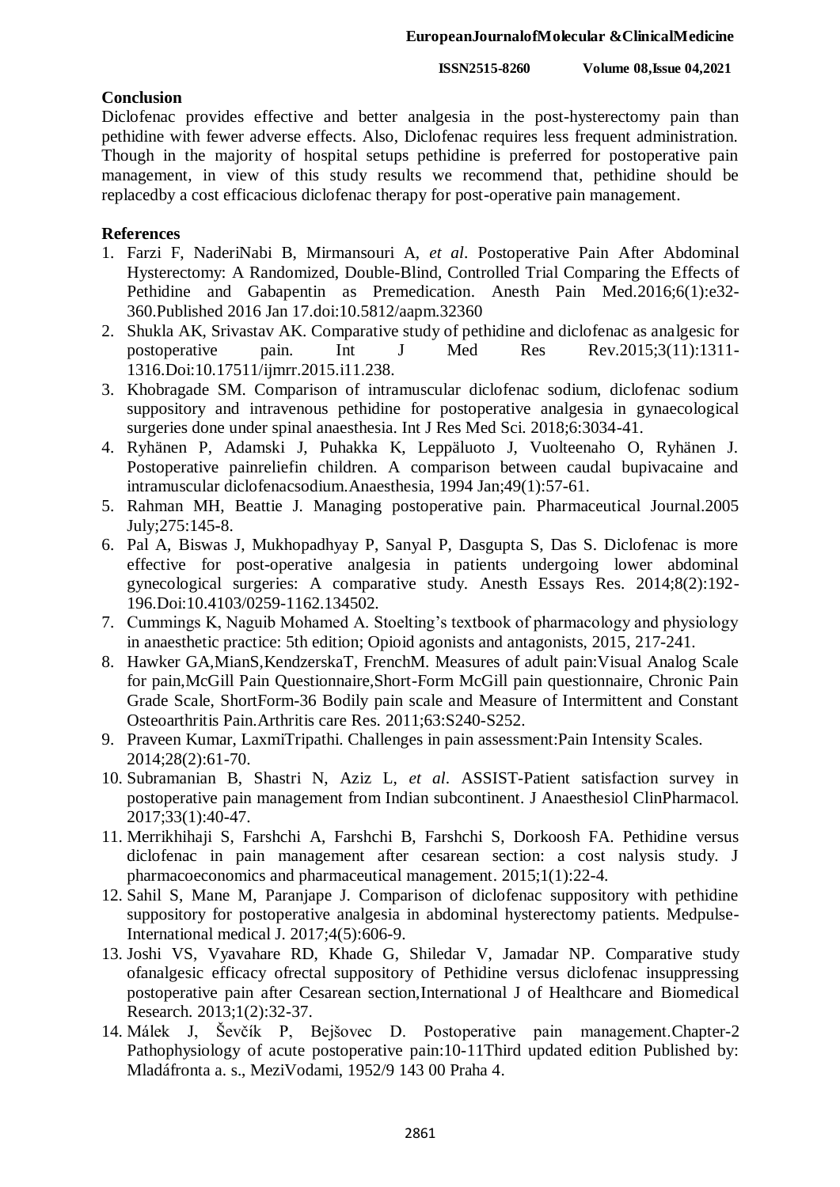## Conclusion

Diclofenac provides effective and better analgesia in the post-hysterectomy pain than pethidine with fewer adverse effects. Also, Diclofenac requires less frequent administration. Though in the majority of hospital setups pethidine is preferred for postoperative pain management, in view of this study results we recommend that, pethidine should be replacedby a cost efficacious diclofenac therapy for post-operative pain management.

## References

1. Farzi F, NaderiNabi B, Mirmansouri A, *et al*. Postoperative Pain After Abdominal Hysterectomy: A Randomized, Double-Blind, Controlled Trial Comparing the Effects of Pethidine and Gabapentin as Premedication. Anesth Pain Med.2016;6(1):e32-360.Published 2016 Jan 17.doi:10.5812/aapm.32360
2. Shukla AK, Srivastav AK. Comparative study of pethidine and diclofenac as analgesic for postoperative pain. Int J Med Res Rev.2015;3(11):1311-1316.Doi:10.17511/ijmrr.2015.i11.238.
3. Khobragade SM. Comparison of intramuscular diclofenac sodium, diclofenac sodium suppository and intravenous pethidine for postoperative analgesia in gynaecological surgeries done under spinal anaesthesia. Int J Res Med Sci. 2018;6:3034-41.
4. Ryhänen P, Adamski J, Puhakka K, Leppäluoto J, Vuolteenaho O, Ryhänen J. Postoperative painreliefin children. A comparison between caudal bupivacaine and intramuscular diclofenacsodium.Anaesthesia, 1994 Jan;49(1):57-61.
5. Rahman MH, Beattie J. Managing postoperative pain. Pharmaceutical Journal.2005 July;275:145-8.
6. Pal A, Biswas J, Mukhopadhyay P, Sanyal P, Dasgupta S, Das S. Diclofenac is more effective for post-operative analgesia in patients undergoing lower abdominal gynecological surgeries: A comparative study. Anesth Essays Res. 2014;8(2):192-196.Doi:10.4103/0259-1162.134502.
7. Cummings K, Naguib Mohamed A. Stoelting's textbook of pharmacology and physiology in anaesthetic practice: 5th edition; Opioid agonists and antagonists, 2015, 217-241.
8. Hawker GA,MianS,KendzerskaT, FrenchM. Measures of adult pain:Visual Analog Scale for pain,McGill Pain Questionnaire,Short-Form McGill pain questionnaire, Chronic Pain Grade Scale, ShortForm-36 Bodily pain scale and Measure of Intermittent and Constant Osteoarthritis Pain.Arthritis care Res. 2011;63:S240-S252.
9. Praveen Kumar, LaxmiTripathi. Challenges in pain assessment:Pain Intensity Scales. 2014;28(2):61-70.
10. Subramanian B, Shastri N, Aziz L, *et al*. ASSIST-Patient satisfaction survey in postoperative pain management from Indian subcontinent. J Anaesthesiol ClinPharmacol. 2017;33(1):40-47.
11. Merrikhihaji S, Farshchi A, Farshchi B, Farshchi S, Dorkoosh FA. Pethidine versus diclofenac in pain management after cesarean section: a cost nalysis study. J pharmacoeconomics and pharmaceutical management. 2015;1(1):22-4.
12. Sahil S, Mane M, Paranjape J. Comparison of diclofenac suppository with pethidine suppository for postoperative analgesia in abdominal hysterectomy patients. Medpulse-International medical J. 2017;4(5):606-9.
13. Joshi VS, Vyavahare RD, Khade G, Shiledar V, Jamadar NP. Comparative study ofanalgesic efficacy ofrectal suppository of Pethidine versus diclofenac insuppressing postoperative pain after Cesarean section,International J of Healthcare and Biomedical Research. 2013;1(2):32-37.
14. Málek J, Ševčík P, Bejšovec D. Postoperative pain management.Chapter-2 Pathophysiology of acute postoperative pain:10-11Third updated edition Published by: Mladáfronta a. s., MeziVodami, 1952/9 143 00 Praha 4.